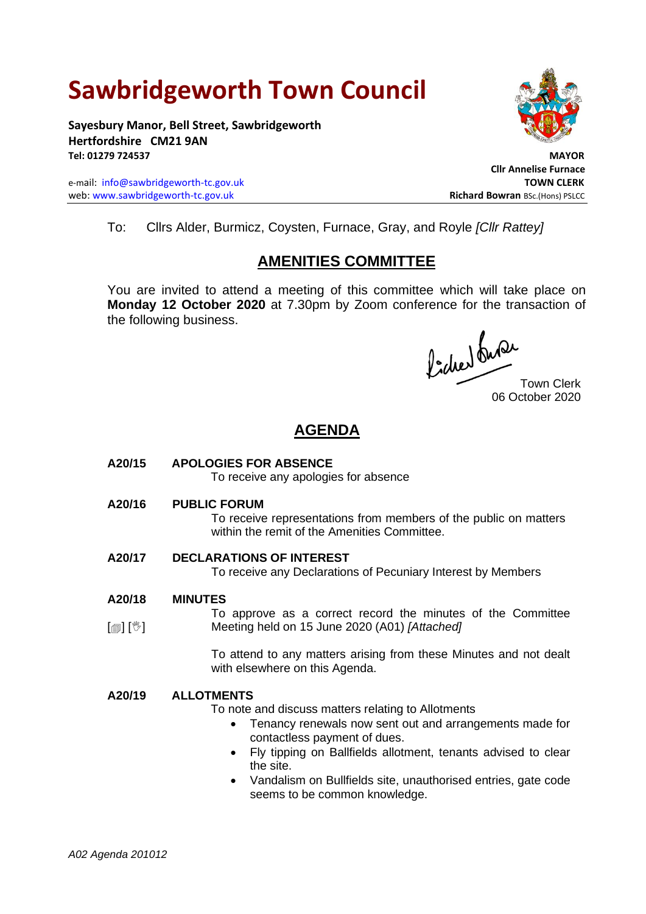# Sawbridgeworth Town Council

**Sayesbury Manor, Bell Street, Sawbridgeworth**
**Hertfordshire CM21 9AN**
**Tel: 01279 724537**

e-mail: info@sawbridgeworth-tc.gov.uk
web: www.sawbridgeworth-tc.gov.uk

**MAYOR**
**Cllr Annelise Furnace**
**TOWN CLERK**
**Richard Bowran** BSc.(Hons) PSLCC

To: Cllrs Alder, Burmicz, Coysten, Furnace, Gray, and Royle *[Cllr Rattey]*

## AMENITIES COMMITTEE

You are invited to attend a meeting of this committee which will take place on **Monday 12 October 2020** at 7.30pm by Zoom conference for the transaction of the following business.

Town Clerk
06 October 2020

## AGENDA

**A20/15 APOLOGIES FOR ABSENCE**

To receive any apologies for absence

**A20/16 PUBLIC FORUM**

To receive representations from members of the public on matters within the remit of the Amenities Committee.

**A20/17 DECLARATIONS OF INTEREST**

To receive any Declarations of Pecuniary Interest by Members

**A20/18 MINUTES**

[🗐] [✋] To approve as a correct record the minutes of the Committee Meeting held on 15 June 2020 (A01) *[Attached]*

To attend to any matters arising from these Minutes and not dealt with elsewhere on this Agenda.

**A20/19 ALLOTMENTS**

To note and discuss matters relating to Allotments

- Tenancy renewals now sent out and arrangements made for contactless payment of dues.
- Fly tipping on Ballfields allotment, tenants advised to clear the site.
- Vandalism on Bullfields site, unauthorised entries, gate code seems to be common knowledge.

*A02 Agenda 201012*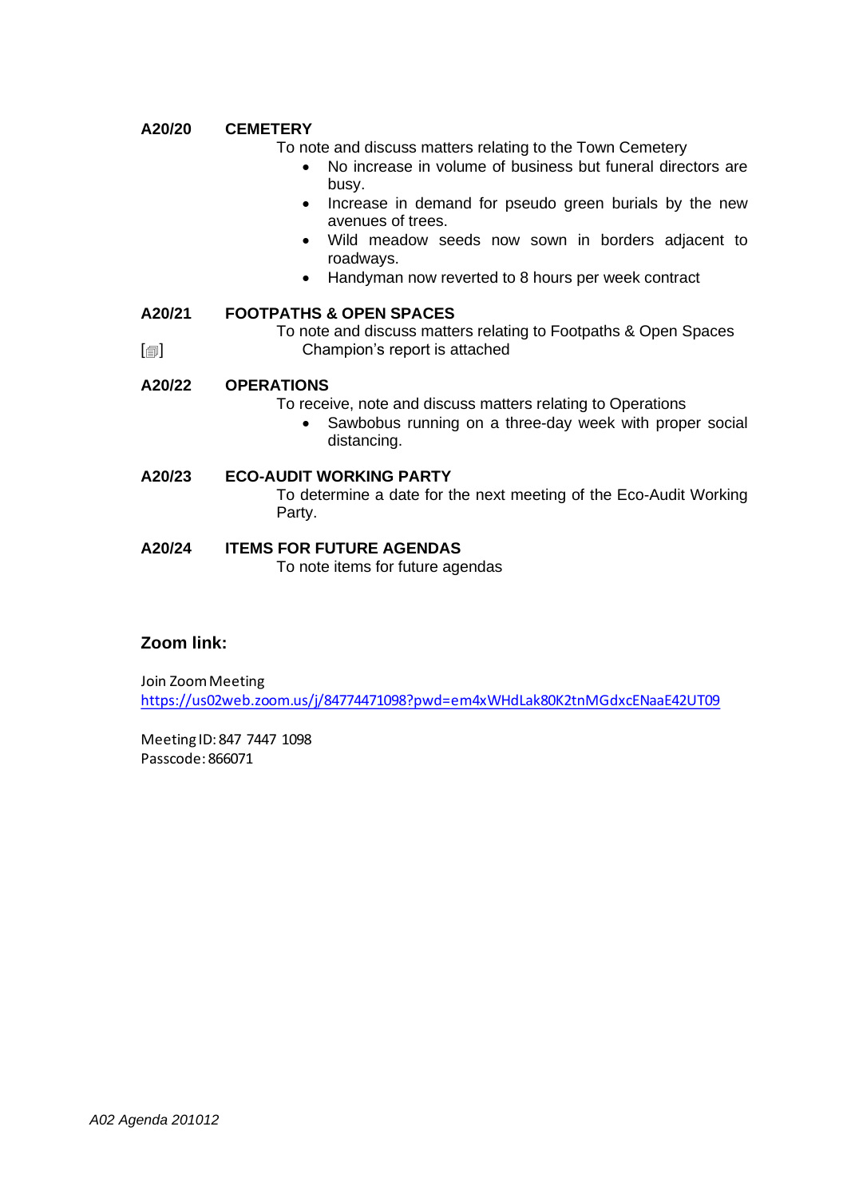**A20/20 CEMETERY**

To note and discuss matters relating to the Town Cemetery

- No increase in volume of business but funeral directors are busy.
- Increase in demand for pseudo green burials by the new avenues of trees.
- Wild meadow seeds now sown in borders adjacent to roadways.
- Handyman now reverted to 8 hours per week contract

**A20/21 FOOTPATHS & OPEN SPACES**

To note and discuss matters relating to Footpaths & Open Spaces

[🗐] Champion's report is attached

**A20/22 OPERATIONS**

To receive, note and discuss matters relating to Operations

- Sawbobus running on a three-day week with proper social distancing.

**A20/23 ECO-AUDIT WORKING PARTY**

To determine a date for the next meeting of the Eco-Audit Working Party.

**A20/24 ITEMS FOR FUTURE AGENDAS**

To note items for future agendas

## Zoom link:

Join Zoom Meeting
https://us02web.zoom.us/j/84774471098?pwd=em4xWHdLak80K2tnMGdxcENaaE42UT09

Meeting ID: 847 7447 1098
Passcode: 866071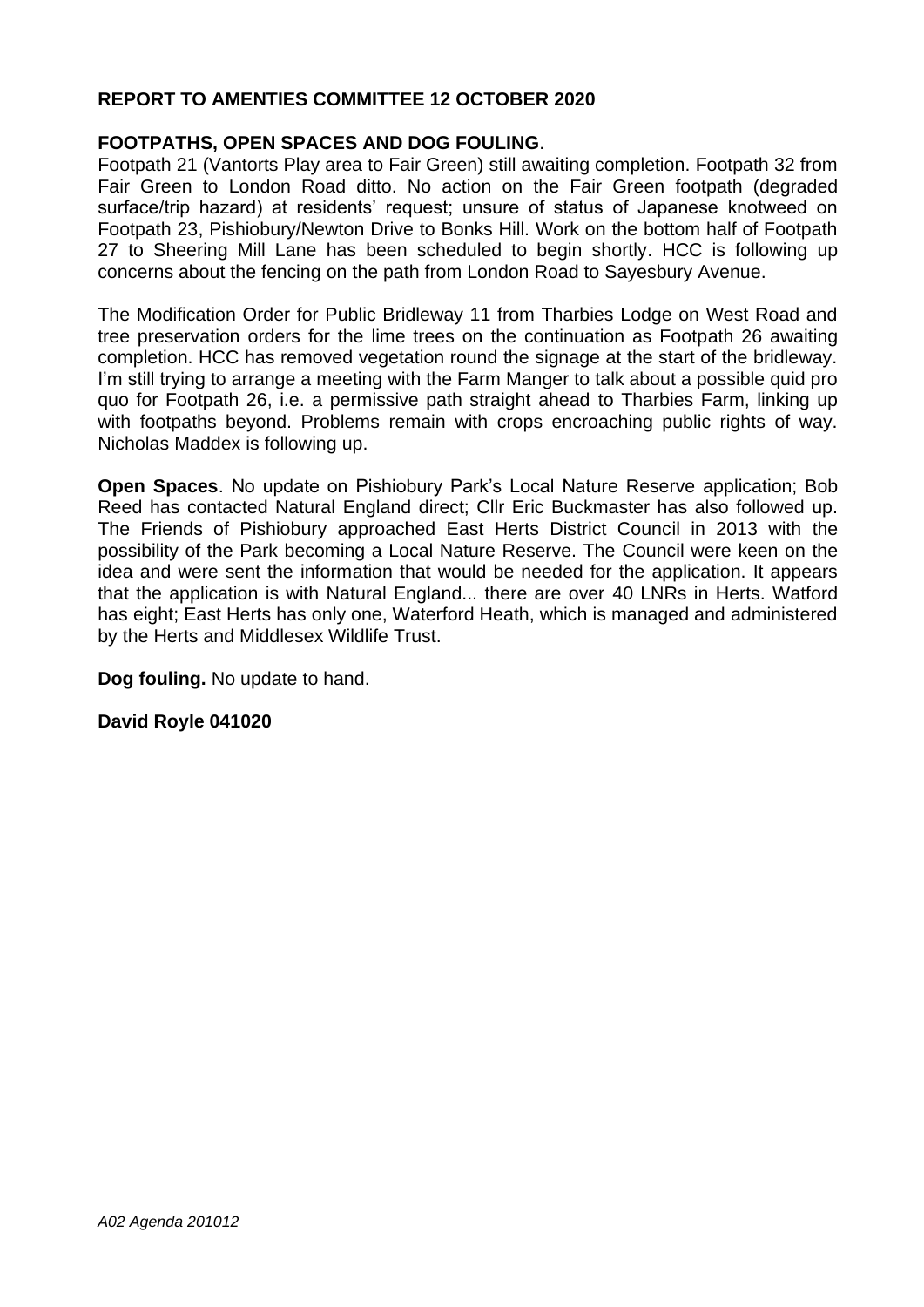**REPORT TO AMENTIES COMMITTEE 12 OCTOBER 2020**

**FOOTPATHS, OPEN SPACES AND DOG FOULING**.
Footpath 21 (Vantorts Play area to Fair Green) still awaiting completion. Footpath 32 from Fair Green to London Road ditto. No action on the Fair Green footpath (degraded surface/trip hazard) at residents' request; unsure of status of Japanese knotweed on Footpath 23, Pishiobury/Newton Drive to Bonks Hill. Work on the bottom half of Footpath 27 to Sheering Mill Lane has been scheduled to begin shortly. HCC is following up concerns about the fencing on the path from London Road to Sayesbury Avenue.

The Modification Order for Public Bridleway 11 from Tharbies Lodge on West Road and tree preservation orders for the lime trees on the continuation as Footpath 26 awaiting completion. HCC has removed vegetation round the signage at the start of the bridleway. I'm still trying to arrange a meeting with the Farm Manger to talk about a possible quid pro quo for Footpath 26, i.e. a permissive path straight ahead to Tharbies Farm, linking up with footpaths beyond. Problems remain with crops encroaching public rights of way. Nicholas Maddex is following up.

**Open Spaces**. No update on Pishiobury Park's Local Nature Reserve application; Bob Reed has contacted Natural England direct; Cllr Eric Buckmaster has also followed up. The Friends of Pishiobury approached East Herts District Council in 2013 with the possibility of the Park becoming a Local Nature Reserve. The Council were keen on the idea and were sent the information that would be needed for the application. It appears that the application is with Natural England... there are over 40 LNRs in Herts. Watford has eight; East Herts has only one, Waterford Heath, which is managed and administered by the Herts and Middlesex Wildlife Trust.

**Dog fouling.** No update to hand.

**David Royle 041020**

*A02 Agenda 201012*